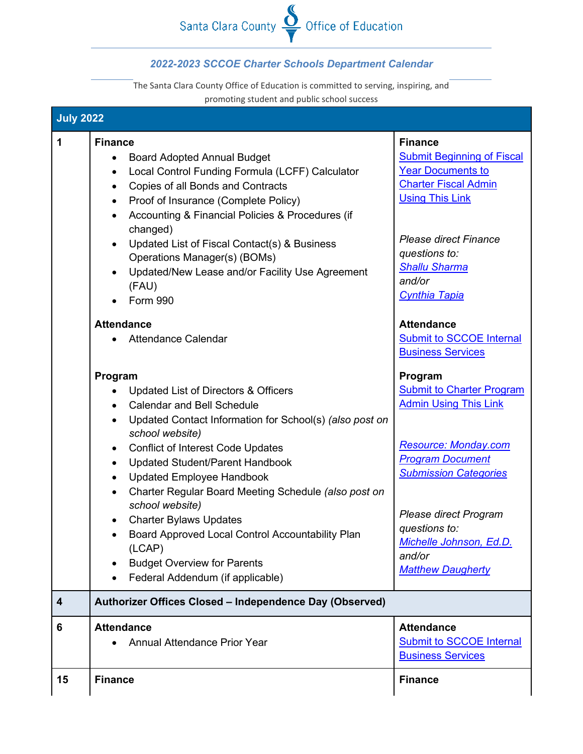Santa Clara County Office of Education

## *2022-2023 SCCOE Charter Schools Department Calendar*

The Santa Clara County Office of Education is committed to serving, inspiring, and promoting student and public school success

| July 2022 | | |
|---|---|---|
| 1 | **Finance**<br>• Board Adopted Annual Budget<br>• Local Control Funding Formula (LCFF) Calculator<br>• Copies of all Bonds and Contracts<br>• Proof of Insurance (Complete Policy)<br>• Accounting & Financial Policies & Procedures (if changed)<br>• Updated List of Fiscal Contact(s) & Business Operations Manager(s) (BOMs)<br>• Updated/New Lease and/or Facility Use Agreement (FAU)<br>• Form 990<br><br>**Attendance**<br>• Attendance Calendar<br><br>**Program**<br>• Updated List of Directors & Officers<br>• Calendar and Bell Schedule<br>• Updated Contact Information for School(s) *(also post on school website)*<br>• Conflict of Interest Code Updates<br>• Updated Student/Parent Handbook<br>• Updated Employee Handbook<br>• Charter Regular Board Meeting Schedule *(also post on school website)*<br>• Charter Bylaws Updates<br>• Board Approved Local Control Accountability Plan (LCAP)<br>• Budget Overview for Parents<br>• Federal Addendum (if applicable) | **Finance**<br>Submit Beginning of Fiscal Year Documents to Charter Fiscal Admin Using This Link<br><br>*Please direct Finance questions to:*<br>*Shallu Sharma*<br>*and/or*<br>*Cynthia Tapia*<br><br>**Attendance**<br>Submit to SCCOE Internal Business Services<br><br>**Program**<br>Submit to Charter Program Admin Using This Link<br><br>*Resource: Monday.com Program Document Submission Categories*<br><br>*Please direct Program questions to:*<br>*Michelle Johnson, Ed.D.*<br>*and/or*<br>*Matthew Daugherty* |
| 4 | **Authorizer Offices Closed – Independence Day (Observed)** | |
| 6 | **Attendance**<br>• Annual Attendance Prior Year | **Attendance**<br>Submit to SCCOE Internal Business Services |
| 15 | **Finance** | **Finance** |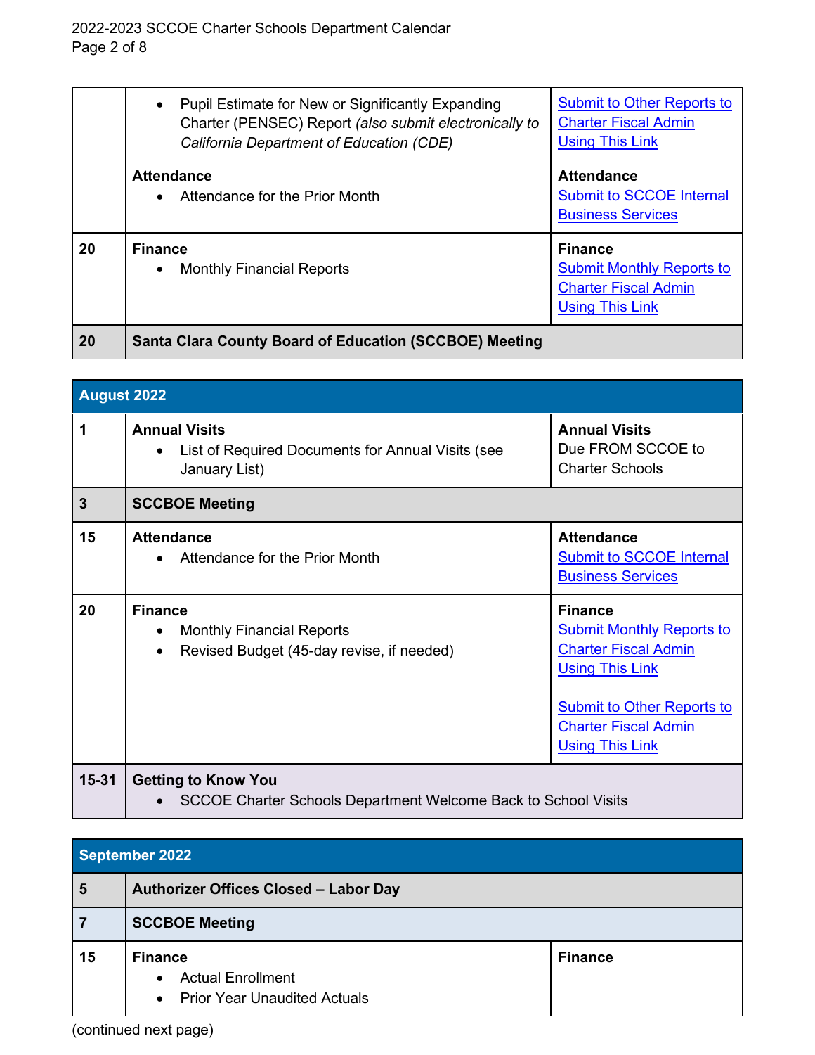| | | |
|---|---|---|
| | • Pupil Estimate for New or Significantly Expanding Charter (PENSEC) Report *(also submit electronically to California Department of Education (CDE)*<br><br>**Attendance**<br>• Attendance for the Prior Month | Submit to Other Reports to Charter Fiscal Admin Using This Link<br><br>**Attendance**<br>Submit to SCCOE Internal Business Services |
| **20** | **Finance**<br>• Monthly Financial Reports | **Finance**<br>Submit Monthly Reports to Charter Fiscal Admin Using This Link |
| **20** | **Santa Clara County Board of Education (SCCBOE) Meeting** | |

| **August 2022** | | |
|---|---|---|
| **1** | **Annual Visits**<br>• List of Required Documents for Annual Visits (see January List) | **Annual Visits**<br>Due FROM SCCOE to Charter Schools |
| **3** | **SCCBOE Meeting** | |
| **15** | **Attendance**<br>• Attendance for the Prior Month | **Attendance**<br>Submit to SCCOE Internal Business Services |
| **20** | **Finance**<br>• Monthly Financial Reports<br>• Revised Budget (45-day revise, if needed) | **Finance**<br>Submit Monthly Reports to Charter Fiscal Admin Using This Link<br><br>Submit to Other Reports to Charter Fiscal Admin Using This Link |
| **15-31** | **Getting to Know You**<br>• SCCOE Charter Schools Department Welcome Back to School Visits | |

| **September 2022** | | |
|---|---|---|
| **5** | **Authorizer Offices Closed – Labor Day** | |
| **7** | **SCCBOE Meeting** | |
| **15** | **Finance**<br>• Actual Enrollment<br>• Prior Year Unaudited Actuals | **Finance** |

(continued next page)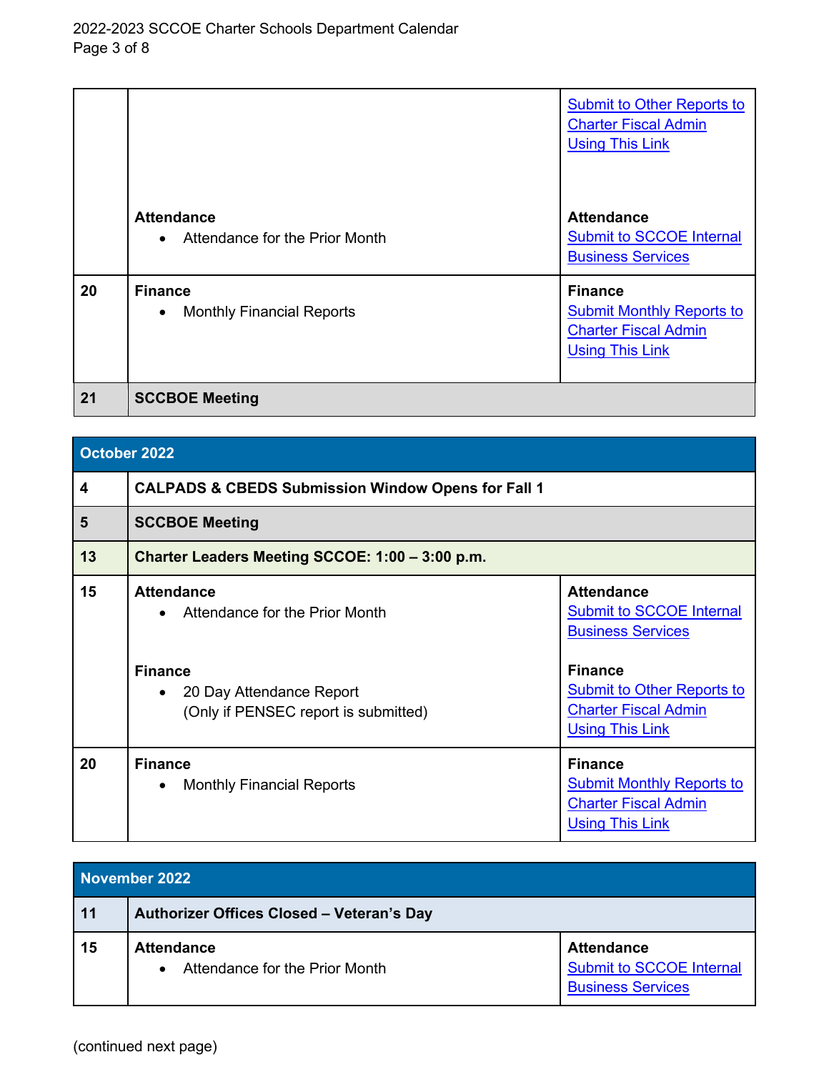| | | |
|---|---|---|
| | | Submit to Other Reports to Charter Fiscal Admin Using This Link |
| | **Attendance**<br>• Attendance for the Prior Month | **Attendance**<br>Submit to SCCOE Internal Business Services |
| **20** | **Finance**<br>• Monthly Financial Reports | **Finance**<br>Submit Monthly Reports to Charter Fiscal Admin Using This Link |
| **21** | **SCCBOE Meeting** | |

| October 2022 | | |
|---|---|---|
| **4** | **CALPADS & CBEDS Submission Window Opens for Fall 1** | |
| **5** | **SCCBOE Meeting** | |
| **13** | **Charter Leaders Meeting SCCOE: 1:00 – 3:00 p.m.** | |
| **15** | **Attendance**<br>• Attendance for the Prior Month<br><br>**Finance**<br>• 20 Day Attendance Report (Only if PENSEC report is submitted) | **Attendance**<br>Submit to SCCOE Internal Business Services<br><br>**Finance**<br>Submit to Other Reports to Charter Fiscal Admin Using This Link |
| **20** | **Finance**<br>• Monthly Financial Reports | **Finance**<br>Submit Monthly Reports to Charter Fiscal Admin Using This Link |

| November 2022 | | |
|---|---|---|
| **11** | **Authorizer Offices Closed – Veteran's Day** | |
| **15** | **Attendance**<br>• Attendance for the Prior Month | **Attendance**<br>Submit to SCCOE Internal Business Services |

(continued next page)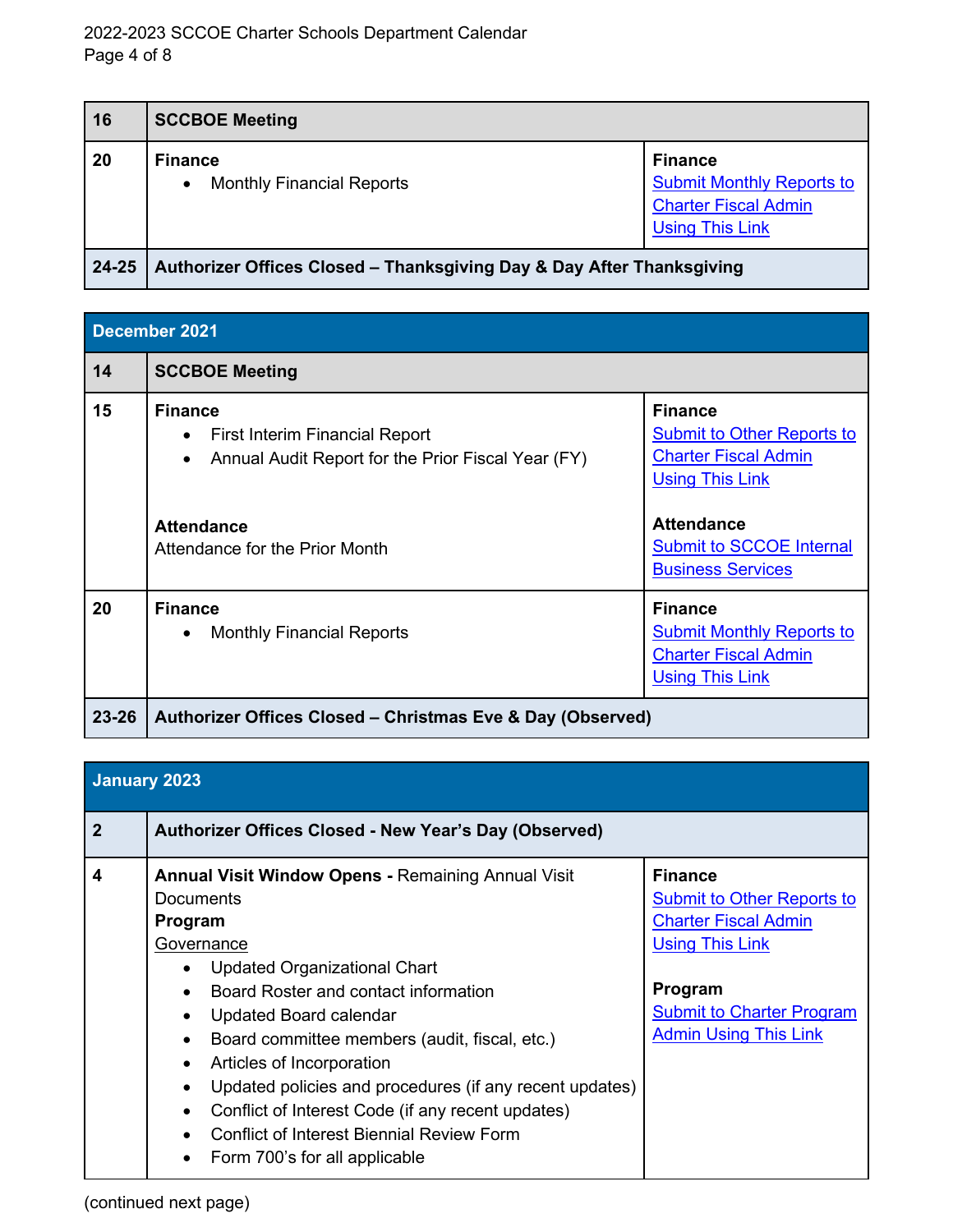| 16 | **SCCBOE Meeting** | |
|---|---|---|
| 20 | **Finance**<br>• Monthly Financial Reports | **Finance**<br>Submit Monthly Reports to Charter Fiscal Admin Using This Link |
| 24-25 | **Authorizer Offices Closed – Thanksgiving Day & Day After Thanksgiving** | |

| **December 2021** | | |
|---|---|---|
| 14 | **SCCBOE Meeting** | |
| 15 | **Finance**<br>• First Interim Financial Report<br>• Annual Audit Report for the Prior Fiscal Year (FY)<br><br>**Attendance**<br>Attendance for the Prior Month | **Finance**<br>Submit to Other Reports to Charter Fiscal Admin Using This Link<br><br>**Attendance**<br>Submit to SCCOE Internal Business Services |
| 20 | **Finance**<br>• Monthly Financial Reports | **Finance**<br>Submit Monthly Reports to Charter Fiscal Admin Using This Link |
| 23-26 | **Authorizer Offices Closed – Christmas Eve & Day (Observed)** | |

| **January 2023** | | |
|---|---|---|
| 2 | **Authorizer Offices Closed - New Year's Day (Observed)** | |
| 4 | **Annual Visit Window Opens -** Remaining Annual Visit Documents<br>**Program**<br>Governance<br>• Updated Organizational Chart<br>• Board Roster and contact information<br>• Updated Board calendar<br>• Board committee members (audit, fiscal, etc.)<br>• Articles of Incorporation<br>• Updated policies and procedures (if any recent updates)<br>• Conflict of Interest Code (if any recent updates)<br>• Conflict of Interest Biennial Review Form<br>• Form 700's for all applicable | **Finance**<br>Submit to Other Reports to Charter Fiscal Admin Using This Link<br><br>**Program**<br>Submit to Charter Program Admin Using This Link |

(continued next page)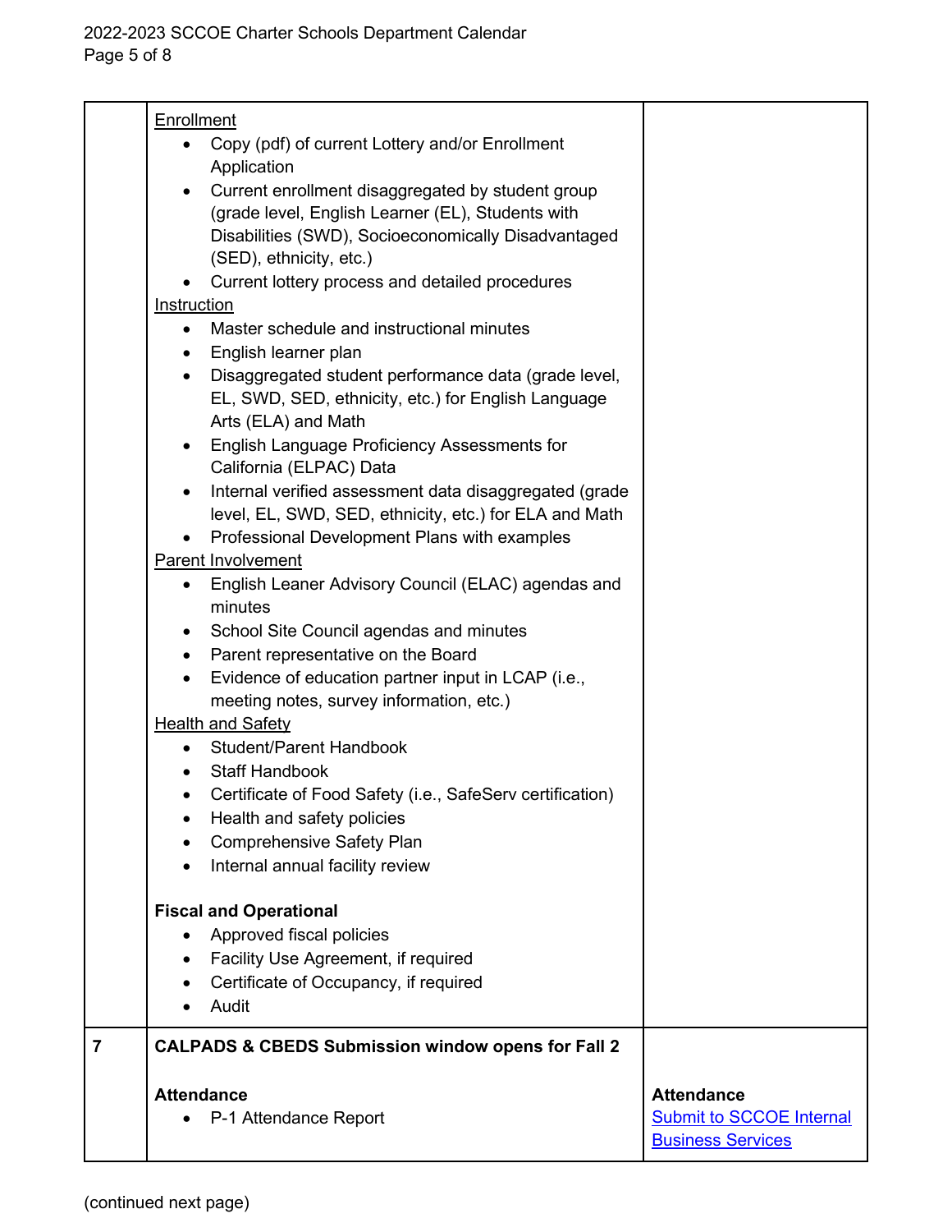| | | |
|---|---|---|
| | <u>Enrollment</u><br>• Copy (pdf) of current Lottery and/or Enrollment Application<br>• Current enrollment disaggregated by student group (grade level, English Learner (EL), Students with Disabilities (SWD), Socioeconomically Disadvantaged (SED), ethnicity, etc.)<br>• Current lottery process and detailed procedures<br><u>Instruction</u><br>• Master schedule and instructional minutes<br>• English learner plan<br>• Disaggregated student performance data (grade level, EL, SWD, SED, ethnicity, etc.) for English Language Arts (ELA) and Math<br>• English Language Proficiency Assessments for California (ELPAC) Data<br>• Internal verified assessment data disaggregated (grade level, EL, SWD, SED, ethnicity, etc.) for ELA and Math<br>• Professional Development Plans with examples<br><u>Parent Involvement</u><br>• English Leaner Advisory Council (ELAC) agendas and minutes<br>• School Site Council agendas and minutes<br>• Parent representative on the Board<br>• Evidence of education partner input in LCAP (i.e., meeting notes, survey information, etc.)<br><u>Health and Safety</u><br>• Student/Parent Handbook<br>• Staff Handbook<br>• Certificate of Food Safety (i.e., SafeServ certification)<br>• Health and safety policies<br>• Comprehensive Safety Plan<br>• Internal annual facility review<br><br>**Fiscal and Operational**<br>• Approved fiscal policies<br>• Facility Use Agreement, if required<br>• Certificate of Occupancy, if required<br>• Audit | |
| **7** | **CALPADS & CBEDS Submission window opens for Fall 2**<br><br>**Attendance**<br>• P-1 Attendance Report | <br><br>**Attendance**<br>[Submit to SCCOE Internal Business Services] |

(continued next page)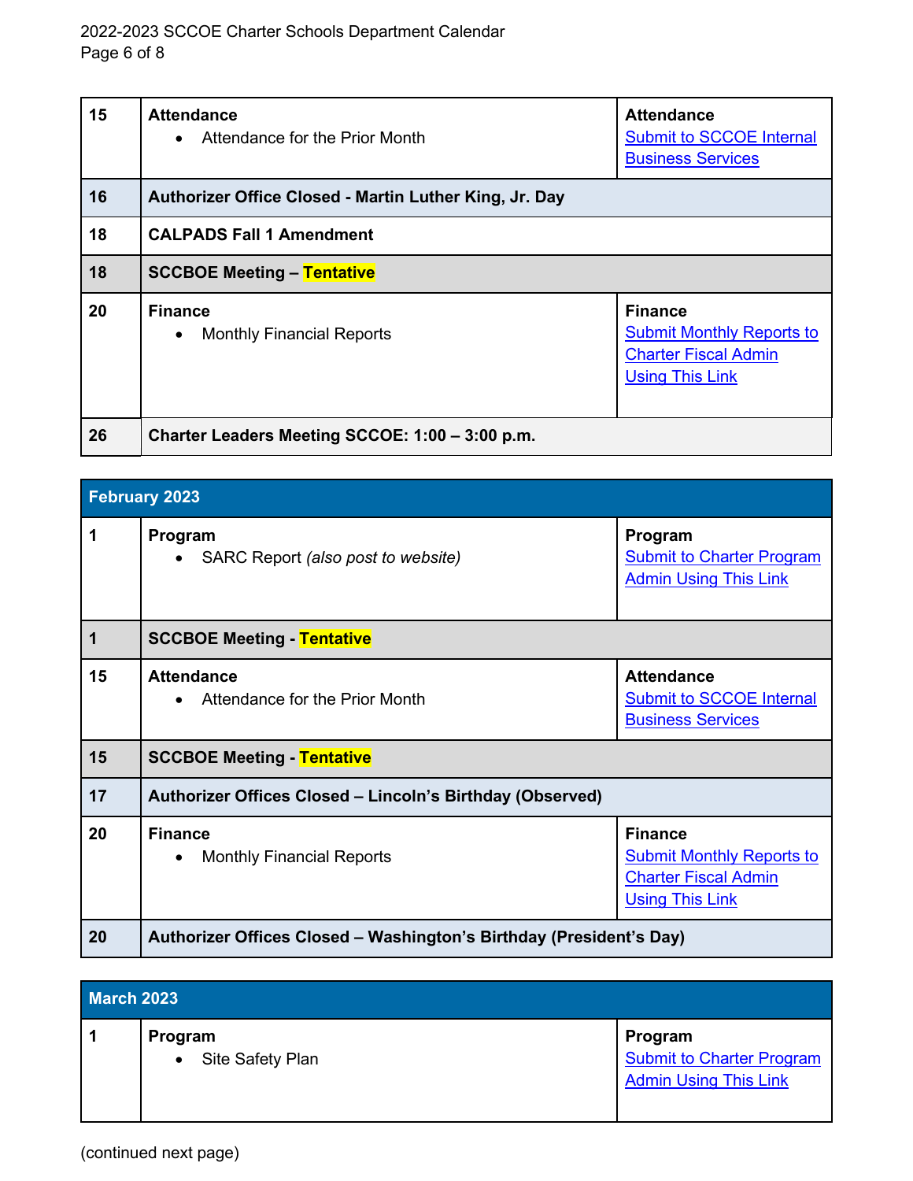| | | |
|---|---|---|
| 15 | **Attendance**<br>• Attendance for the Prior Month | **Attendance**<br>Submit to SCCOE Internal Business Services |
| 16 | **Authorizer Office Closed - Martin Luther King, Jr. Day** | |
| 18 | **CALPADS Fall 1 Amendment** | |
| 18 | **SCCBOE Meeting – Tentative** | |
| 20 | **Finance**<br>• Monthly Financial Reports | **Finance**<br>Submit Monthly Reports to Charter Fiscal Admin Using This Link |
| 26 | **Charter Leaders Meeting SCCOE: 1:00 – 3:00 p.m.** | |

| February 2023 | | |
|---|---|---|
| 1 | **Program**<br>• SARC Report *(also post to website)* | **Program**<br>Submit to Charter Program Admin Using This Link |
| 1 | **SCCBOE Meeting - Tentative** | |
| 15 | **Attendance**<br>• Attendance for the Prior Month | **Attendance**<br>Submit to SCCOE Internal Business Services |
| 15 | **SCCBOE Meeting - Tentative** | |
| 17 | **Authorizer Offices Closed – Lincoln's Birthday (Observed)** | |
| 20 | **Finance**<br>• Monthly Financial Reports | **Finance**<br>Submit Monthly Reports to Charter Fiscal Admin Using This Link |
| 20 | **Authorizer Offices Closed – Washington's Birthday (President's Day)** | |

| March 2023 | | |
|---|---|---|
| 1 | **Program**<br>• Site Safety Plan | **Program**<br>Submit to Charter Program Admin Using This Link |

(continued next page)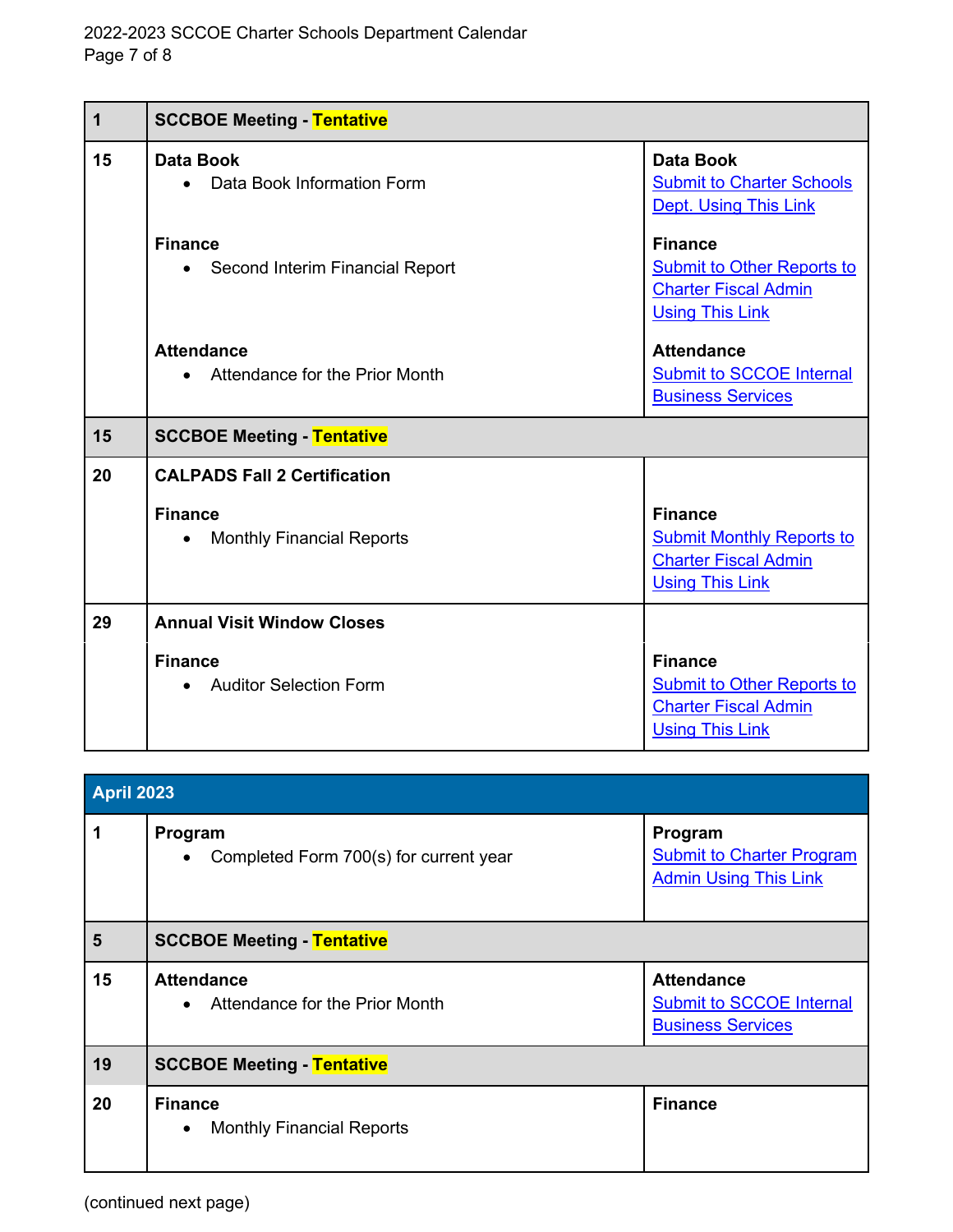| | | |
|---|---|---|
| 1 | **SCCBOE Meeting - Tentative** | |
| 15 | **Data Book**<br>• Data Book Information Form<br><br>**Finance**<br>• Second Interim Financial Report<br><br>**Attendance**<br>• Attendance for the Prior Month | **Data Book**<br>Submit to Charter Schools Dept. Using This Link<br><br>**Finance**<br>Submit to Other Reports to Charter Fiscal Admin Using This Link<br><br>**Attendance**<br>Submit to SCCOE Internal Business Services |
| 15 | **SCCBOE Meeting - Tentative** | |
| 20 | **CALPADS Fall 2 Certification**<br><br>**Finance**<br>• Monthly Financial Reports | **Finance**<br>Submit Monthly Reports to Charter Fiscal Admin Using This Link |
| 29 | **Annual Visit Window Closes**<br><br>**Finance**<br>• Auditor Selection Form | **Finance**<br>Submit to Other Reports to Charter Fiscal Admin Using This Link |

| April 2023 | | |
|---|---|---|
| 1 | **Program**<br>• Completed Form 700(s) for current year | **Program**<br>Submit to Charter Program Admin Using This Link |
| 5 | **SCCBOE Meeting - Tentative** | |
| 15 | **Attendance**<br>• Attendance for the Prior Month | **Attendance**<br>Submit to SCCOE Internal Business Services |
| 19 | **SCCBOE Meeting - Tentative** | |
| 20 | **Finance**<br>• Monthly Financial Reports | **Finance** |

(continued next page)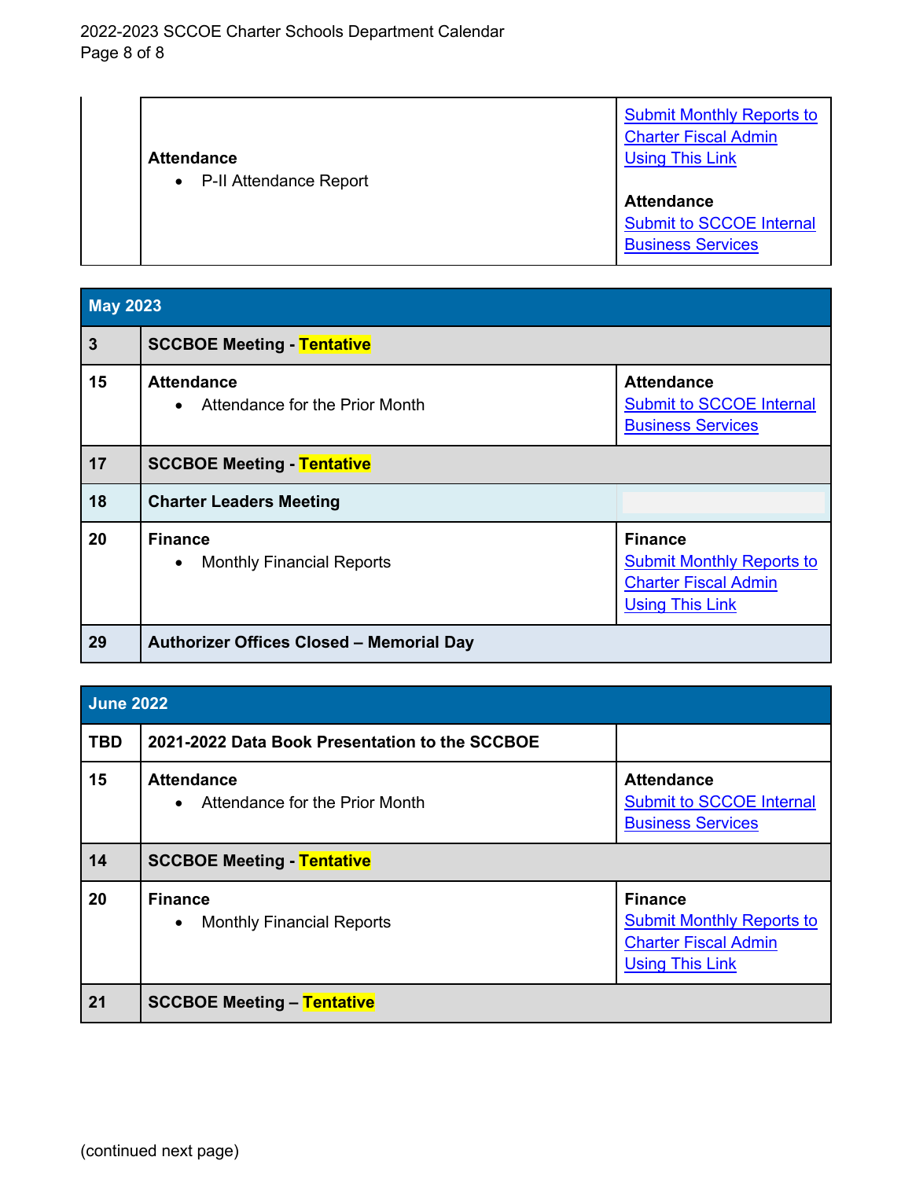| | | |
|---|---|---|
| | **Attendance**<br>• P-II Attendance Report | Submit Monthly Reports to Charter Fiscal Admin Using This Link<br><br>**Attendance**<br>Submit to SCCOE Internal Business Services |

| **May 2023** | | |
|---|---|---|
| **3** | **SCCBOE Meeting - Tentative** | |
| **15** | **Attendance**<br>• Attendance for the Prior Month | **Attendance**<br>Submit to SCCOE Internal Business Services |
| **17** | **SCCBOE Meeting - Tentative** | |
| **18** | **Charter Leaders Meeting** | |
| **20** | **Finance**<br>• Monthly Financial Reports | **Finance**<br>Submit Monthly Reports to Charter Fiscal Admin Using This Link |
| **29** | **Authorizer Offices Closed – Memorial Day** | |

| **June 2022** | | |
|---|---|---|
| **TBD** | **2021-2022 Data Book Presentation to the SCCBOE** | |
| **15** | **Attendance**<br>• Attendance for the Prior Month | **Attendance**<br>Submit to SCCOE Internal Business Services |
| **14** | **SCCBOE Meeting - Tentative** | |
| **20** | **Finance**<br>• Monthly Financial Reports | **Finance**<br>Submit Monthly Reports to Charter Fiscal Admin Using This Link |
| **21** | **SCCBOE Meeting – Tentative** | |

(continued next page)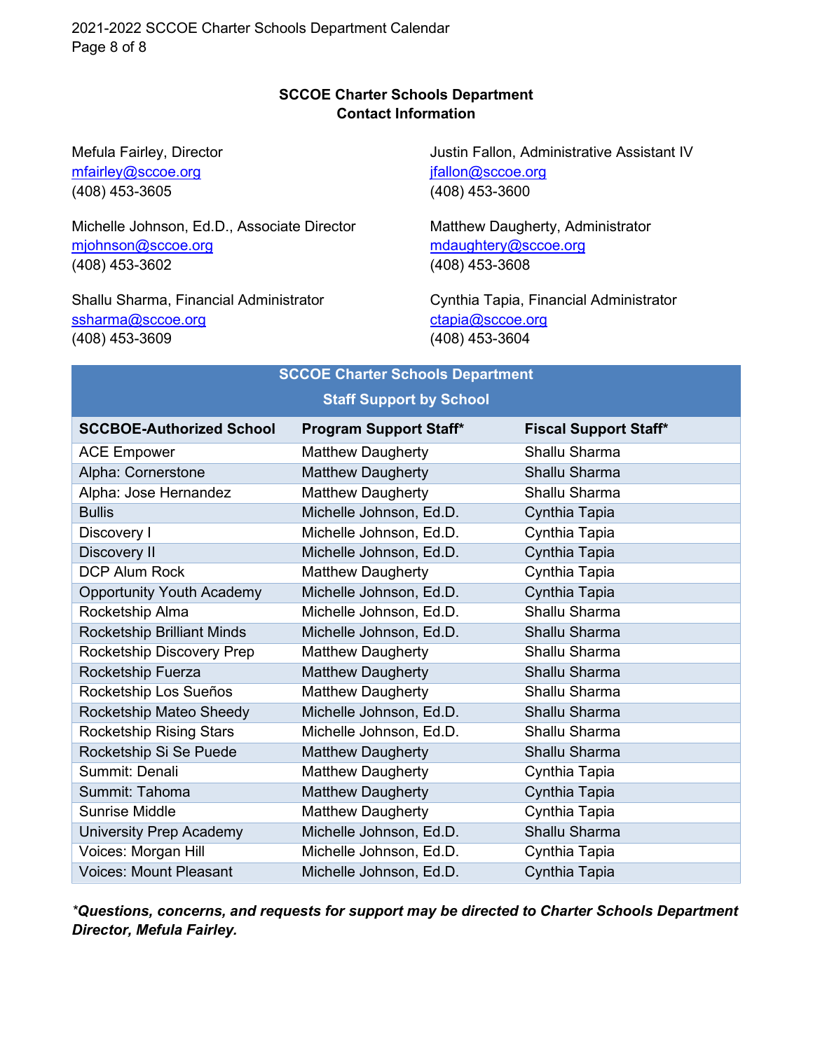## SCCOE Charter Schools Department
## Contact Information

Mefula Fairley, Director
mfairley@sccoe.org
(408) 453-3605

Michelle Johnson, Ed.D., Associate Director
mjohnson@sccoe.org
(408) 453-3602

Shallu Sharma, Financial Administrator
ssharma@sccoe.org
(408) 453-3609

Justin Fallon, Administrative Assistant IV
jfallon@sccoe.org
(408) 453-3600

Matthew Daugherty, Administrator
mdaughtery@sccoe.org
(408) 453-3608

Cynthia Tapia, Financial Administrator
ctapia@sccoe.org
(408) 453-3604

| SCCOE Charter Schools Department Staff Support by School | | |
|---|---|---|
| **SCCBOE-Authorized School** | **Program Support Staff*** | **Fiscal Support Staff*** |
| ACE Empower | Matthew Daugherty | Shallu Sharma |
| Alpha: Cornerstone | Matthew Daugherty | Shallu Sharma |
| Alpha: Jose Hernandez | Matthew Daugherty | Shallu Sharma |
| Bullis | Michelle Johnson, Ed.D. | Cynthia Tapia |
| Discovery I | Michelle Johnson, Ed.D. | Cynthia Tapia |
| Discovery II | Michelle Johnson, Ed.D. | Cynthia Tapia |
| DCP Alum Rock | Matthew Daugherty | Cynthia Tapia |
| Opportunity Youth Academy | Michelle Johnson, Ed.D. | Cynthia Tapia |
| Rocketship Alma | Michelle Johnson, Ed.D. | Shallu Sharma |
| Rocketship Brilliant Minds | Michelle Johnson, Ed.D. | Shallu Sharma |
| Rocketship Discovery Prep | Matthew Daugherty | Shallu Sharma |
| Rocketship Fuerza | Matthew Daugherty | Shallu Sharma |
| Rocketship Los Sueños | Matthew Daugherty | Shallu Sharma |
| Rocketship Mateo Sheedy | Michelle Johnson, Ed.D. | Shallu Sharma |
| Rocketship Rising Stars | Michelle Johnson, Ed.D. | Shallu Sharma |
| Rocketship Si Se Puede | Matthew Daugherty | Shallu Sharma |
| Summit: Denali | Matthew Daugherty | Cynthia Tapia |
| Summit: Tahoma | Matthew Daugherty | Cynthia Tapia |
| Sunrise Middle | Matthew Daugherty | Cynthia Tapia |
| University Prep Academy | Michelle Johnson, Ed.D. | Shallu Sharma |
| Voices: Morgan Hill | Michelle Johnson, Ed.D. | Cynthia Tapia |
| Voices: Mount Pleasant | Michelle Johnson, Ed.D. | Cynthia Tapia |

***Questions, concerns, and requests for support may be directed to Charter Schools Department Director, Mefula Fairley.***